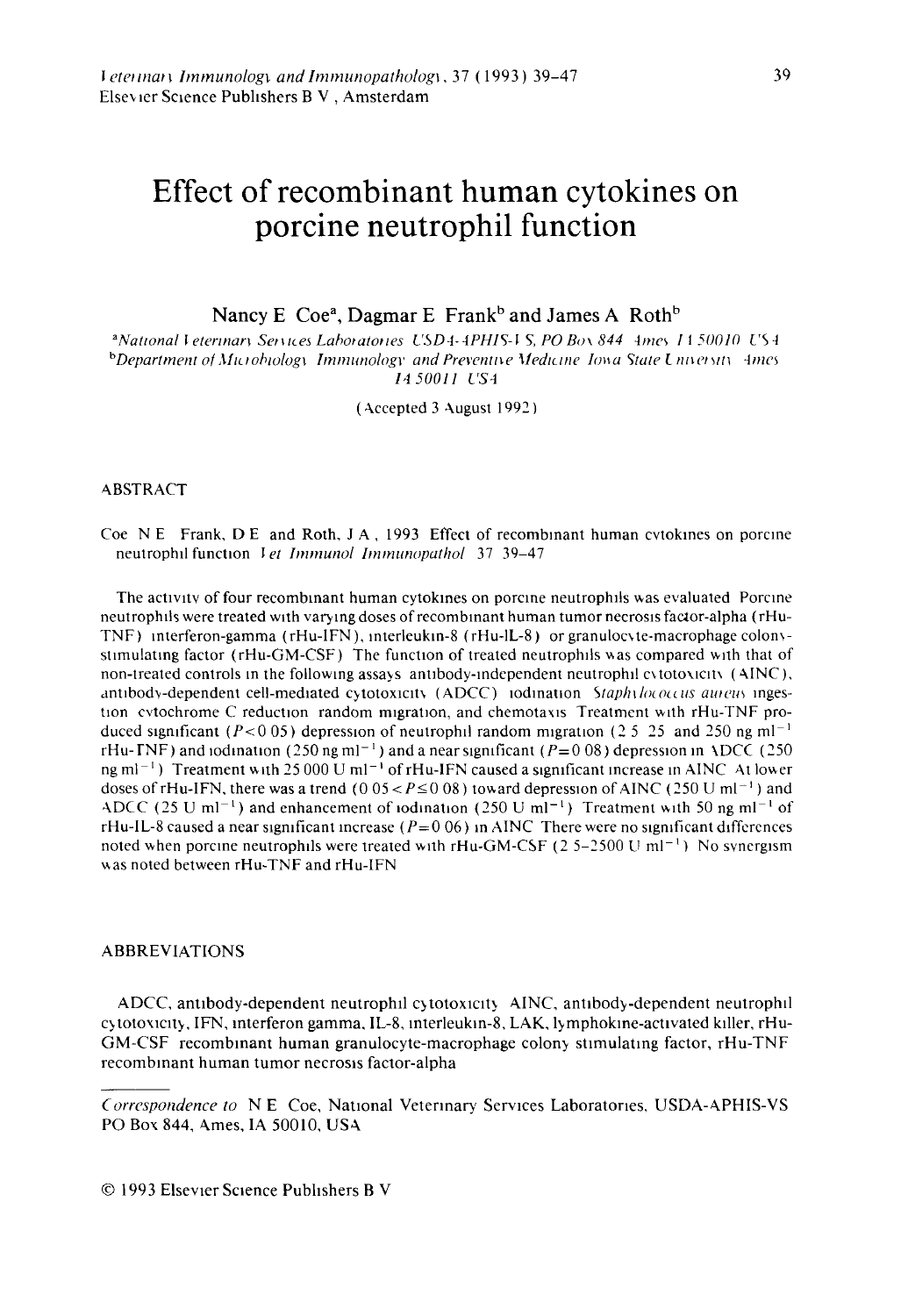# Effect of recombinant human cytokines on porcine neutrophil function

Nancy E Coe[a], Dagmar E Frank[b] and James A Roth[b]

[a]*National Veterinary Services Laboratories USDA-APHIS-VS, PO Box 844 Ames IA 50010 USA*
[b]*Department of Microbiology Immunology and Preventive Medicine Iowa State University Ames IA 50011 USA*

(Accepted 3 August 1992)

## ABSTRACT

Coe N E Frank, D E and Roth, J A, 1993 Effect of recombinant human cytokines on porcine neutrophil function *Vet Immunol Immunopathol* 37 39–47

The activity of four recombinant human cytokines on porcine neutrophils was evaluated Porcine neutrophils were treated with varying doses of recombinant human tumor necrosis factor-alpha (rHu-TNF) interferon-gamma (rHu-IFN), interleukin-8 (rHu-IL-8) or granulocyte-macrophage colony-stimulating factor (rHu-GM-CSF) The function of treated neutrophils was compared with that of non-treated controls in the following assays antibody-independent neutrophil cytotoxicity (AINC), antibody-dependent cell-mediated cytotoxicity (ADCC) iodination *Staphylococcus aureus* ingestion cytochrome C reduction random migration, and chemotaxis Treatment with rHu-TNF produced significant ($P < 0.05$) depression of neutrophil random migration (2 5 25 and 250 ng ml$^{-1}$ rHu-TNF) and iodination (250 ng ml$^{-1}$) and a near significant ($P = 0.08$) depression in ADCC (250 ng ml$^{-1}$) Treatment with 25 000 U ml$^{-1}$ of rHu-IFN caused a significant increase in AINC At lower doses of rHu-IFN, there was a trend ($0.05 < P \leq 0.08$) toward depression of AINC (250 U ml$^{-1}$) and ADCC (25 U ml$^{-1}$) and enhancement of iodination (250 U ml$^{-1}$) Treatment with 50 ng ml$^{-1}$ of rHu-IL-8 caused a near significant increase ($P = 0.06$) in AINC There were no significant differences noted when porcine neutrophils were treated with rHu-GM-CSF (2 5–2500 U ml$^{-1}$) No synergism was noted between rHu-TNF and rHu-IFN

## ABBREVIATIONS

ADCC, antibody-dependent neutrophil cytotoxicity AINC, antibody-dependent neutrophil cytotoxicity, IFN, interferon gamma, IL-8, interleukin-8, LAK, lymphokine-activated killer, rHu-GM-CSF recombinant human granulocyte-macrophage colony stimulating factor, rHu-TNF recombinant human tumor necrosis factor-alpha

*Correspondence to* N E Coe, National Veterinary Services Laboratories, USDA-APHIS-VS PO Box 844, Ames, IA 50010, USA

© 1993 Elsevier Science Publishers B V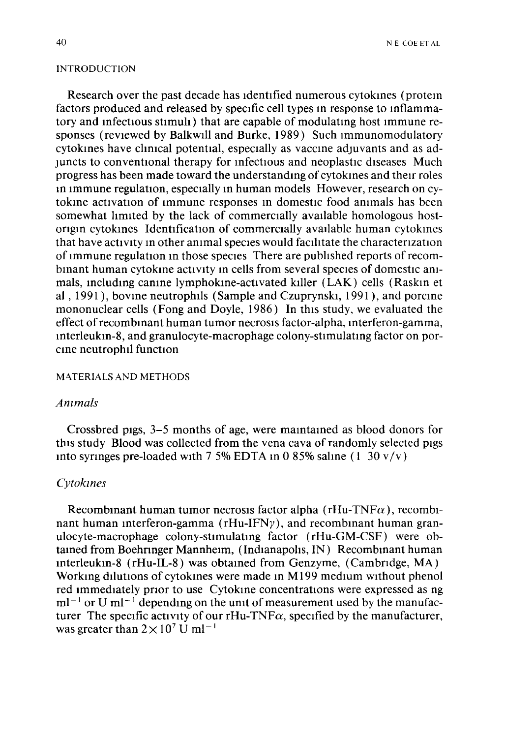## INTRODUCTION

Research over the past decade has identified numerous cytokines (protein factors produced and released by specific cell types in response to inflammatory and infectious stimuli) that are capable of modulating host immune responses (reviewed by Balkwill and Burke, 1989) Such immunomodulatory cytokines have clinical potential, especially as vaccine adjuvants and as adjuncts to conventional therapy for infectious and neoplastic diseases Much progress has been made toward the understanding of cytokines and their roles in immune regulation, especially in human models However, research on cytokine activation of immune responses in domestic food animals has been somewhat limited by the lack of commercially available homologous host-origin cytokines Identification of commercially available human cytokines that have activity in other animal species would facilitate the characterization of immune regulation in those species There are published reports of recombinant human cytokine activity in cells from several species of domestic animals, including canine lymphokine-activated killer (LAK) cells (Raskin et al , 1991), bovine neutrophils (Sample and Czuprynski, 1991), and porcine mononuclear cells (Fong and Doyle, 1986) In this study, we evaluated the effect of recombinant human tumor necrosis factor-alpha, interferon-gamma, interleukin-8, and granulocyte-macrophage colony-stimulating factor on porcine neutrophil function

## MATERIALS AND METHODS

### *Animals*

Crossbred pigs, 3–5 months of age, were maintained as blood donors for this study Blood was collected from the vena cava of randomly selected pigs into syringes pre-loaded with 7 5% EDTA in 0 85% saline (1 30 v/v)

### *Cytokines*

Recombinant human tumor necrosis factor alpha (rHu-TNF$\alpha$), recombinant human interferon-gamma (rHu-IFN$\gamma$), and recombinant human granulocyte-macrophage colony-stimulating factor (rHu-GM-CSF) were obtained from Boehringer Mannheim, (Indianapolis, IN) Recombinant human interleukin-8 (rHu-IL-8) was obtained from Genzyme, (Cambridge, MA) Working dilutions of cytokines were made in M199 medium without phenol red immediately prior to use Cytokine concentrations were expressed as ng $ml^{-1}$ or U $ml^{-1}$ depending on the unit of measurement used by the manufacturer The specific activity of our rHu-TNF$\alpha$, specified by the manufacturer, was greater than $2 \times 10^7$ U $ml^{-1}$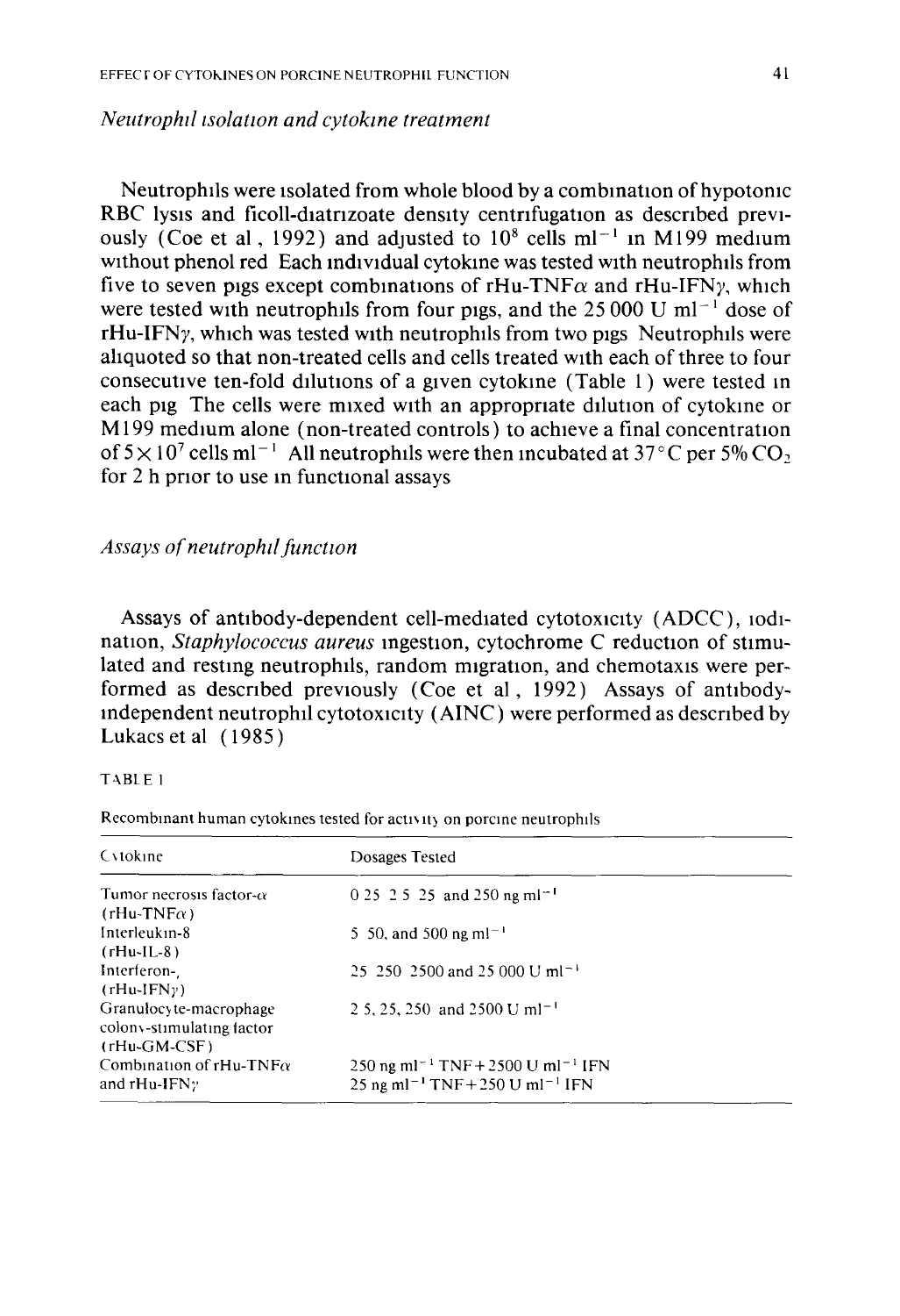## *Neutrophil isolation and cytokine treatment*

Neutrophils were isolated from whole blood by a combination of hypotonic RBC lysis and ficoll-diatrizoate density centrifugation as described previously (Coe et al., 1992) and adjusted to $10^8$ cells $ml^{-1}$ in M199 medium without phenol red. Each individual cytokine was tested with neutrophils from five to seven pigs except combinations of rHu-TNF$\alpha$ and rHu-IFN$\gamma$, which were tested with neutrophils from four pigs, and the 25 000 U $ml^{-1}$ dose of rHu-IFN$\gamma$, which was tested with neutrophils from two pigs. Neutrophils were aliquoted so that non-treated cells and cells treated with each of three to four consecutive ten-fold dilutions of a given cytokine (Table 1) were tested in each pig. The cells were mixed with an appropriate dilution of cytokine or M199 medium alone (non-treated controls) to achieve a final concentration of $5 \times 10^7$ cells $ml^{-1}$. All neutrophils were then incubated at 37°C per 5% $CO_2$ for 2 h prior to use in functional assays.

## *Assays of neutrophil function*

Assays of antibody-dependent cell-mediated cytotoxicity (ADCC), iodination, *Staphylococcus aureus* ingestion, cytochrome C reduction of stimulated and resting neutrophils, random migration, and chemotaxis were performed as described previously (Coe et al., 1992). Assays of antibody-independent neutrophil cytotoxicity (AINC) were performed as described by Lukacs et al. (1985).

TABLE 1

Recombinant human cytokines tested for activity on porcine neutrophils

| Cytokine | Dosages Tested |
|---|---|
| Tumor necrosis factor-$\alpha$ (rHu-TNF$\alpha$) | 0.25, 2.5, 25, and 250 ng $ml^{-1}$ |
| Interleukin-8 (rHu-IL-8) | 5, 50, and 500 ng $ml^{-1}$ |
| Interferon-$\gamma$ (rHu-IFN$\gamma$) | 25, 250, 2500 and 25 000 U $ml^{-1}$ |
| Granulocyte-macrophage colony-stimulating factor (rHu-GM-CSF) | 2.5, 25, 250, and 2500 U $ml^{-1}$ |
| Combination of rHu-TNF$\alpha$ and rHu-IFN$\gamma$ | 250 ng $ml^{-1}$ TNF + 2500 U $ml^{-1}$ IFN<br>25 ng $ml^{-1}$ TNF + 250 U $ml^{-1}$ IFN |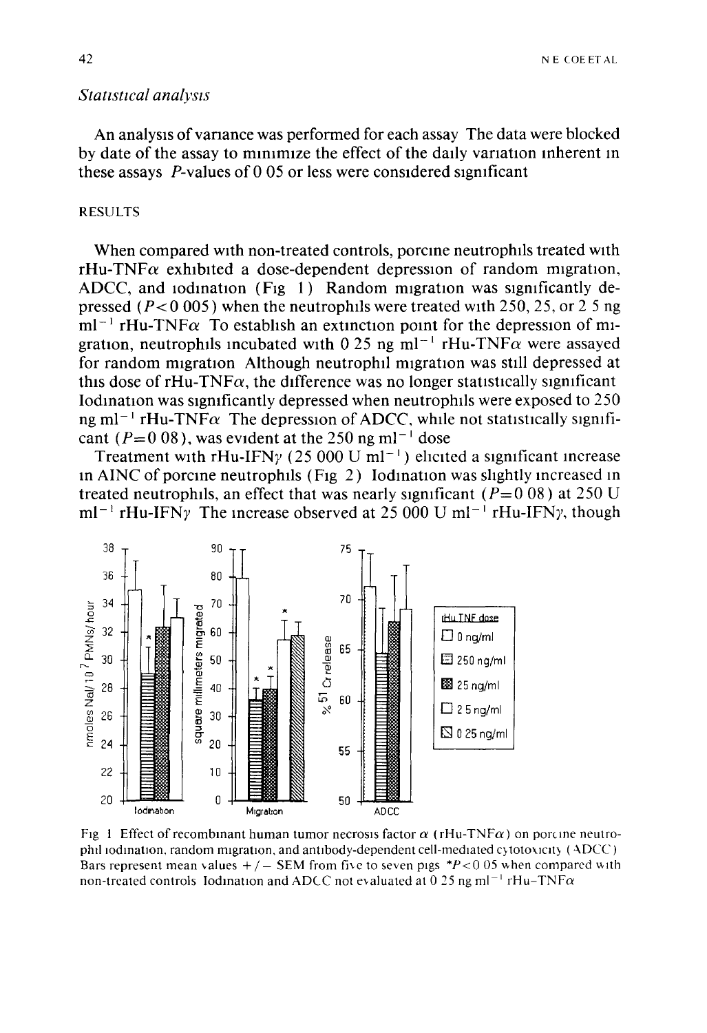*Statistical analysis*

An analysis of variance was performed for each assay The data were blocked by date of the assay to minimize the effect of the daily variation inherent in these assays $P$-values of 0 05 or less were considered significant

## RESULTS

When compared with non-treated controls, porcine neutrophils treated with rHu-TNF$\alpha$ exhibited a dose-dependent depression of random migration, ADCC, and iodination (Fig 1) Random migration was significantly depressed ($P<0\ 005$) when the neutrophils were treated with 250, 25, or 2 5 ng ml$^{-1}$ rHu-TNF$\alpha$ To establish an extinction point for the depression of migration, neutrophils incubated with 0 25 ng ml$^{-1}$ rHu-TNF$\alpha$ were assayed for random migration Although neutrophil migration was still depressed at this dose of rHu-TNF$\alpha$, the difference was no longer statistically significant Iodination was significantly depressed when neutrophils were exposed to 250 ng ml$^{-1}$ rHu-TNF$\alpha$ The depression of ADCC, while not statistically significant ($P=0\ 08$), was evident at the 250 ng ml$^{-1}$ dose

Treatment with rHu-IFN$\gamma$ (25 000 U ml$^{-1}$) elicited a significant increase in AINC of porcine neutrophils (Fig 2) Iodination was slightly increased in treated neutrophils, an effect that was nearly significant ($P=0\ 08$) at 250 U ml$^{-1}$ rHu-IFN$\gamma$ The increase observed at 25 000 U ml$^{-1}$ rHu-IFN$\gamma$, though

Fig 1 Effect of recombinant human tumor necrosis factor $\alpha$ (rHu-TNF$\alpha$) on porcine neutrophil iodination, random migration, and antibody-dependent cell-mediated cytotoxicity (ADCC) Bars represent mean values +/− SEM from five to seven pigs *$P<0\ 05$ when compared with non-treated controls Iodination and ADCC not evaluated at 0 25 ng ml$^{-1}$ rHu-TNF$\alpha$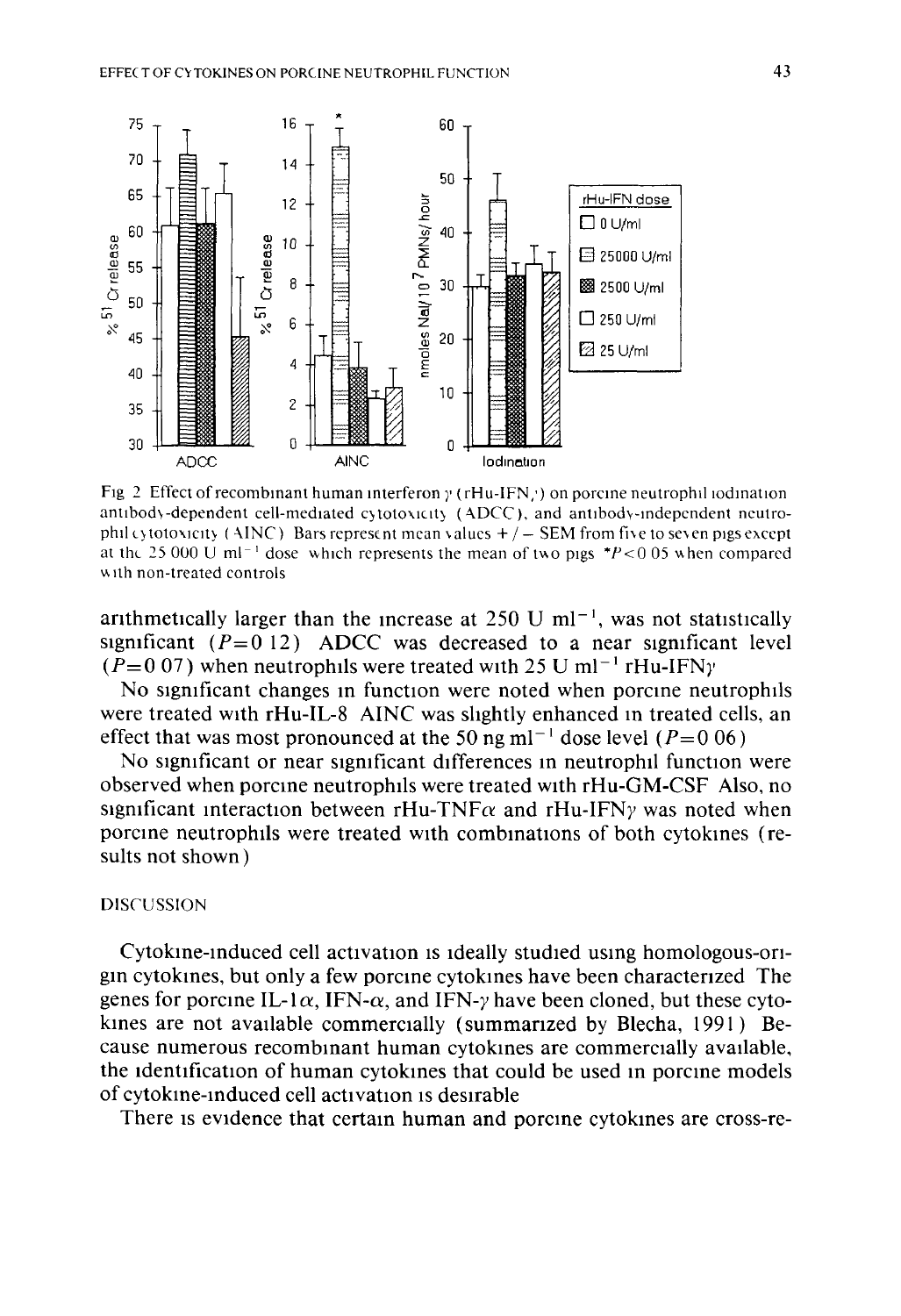Fig 2 Effect of recombinant human interferon γ (rHu-IFNγ) on porcine neutrophil iodination antibody-dependent cell-mediated cytotoxicity (ADCC), and antibody-independent neutrophil cytotoxicity (AINC) Bars represent mean values +/− SEM from five to seven pigs except at the 25 000 U ml$^{-1}$ dose which represents the mean of two pigs *$P<0.05$ when compared with non-treated controls

arithmetically larger than the increase at 250 U ml$^{-1}$, was not statistically significant ($P=0.12$) ADCC was decreased to a near significant level ($P=0.07$) when neutrophils were treated with 25 U ml$^{-1}$ rHu-IFNγ

No significant changes in function were noted when porcine neutrophils were treated with rHu-IL-8 AINC was slightly enhanced in treated cells, an effect that was most pronounced at the 50 ng ml$^{-1}$ dose level ($P=0.06$)

No significant or near significant differences in neutrophil function were observed when porcine neutrophils were treated with rHu-GM-CSF Also, no significant interaction between rHu-TNFα and rHu-IFNγ was noted when porcine neutrophils were treated with combinations of both cytokines (results not shown)

## DISCUSSION

Cytokine-induced cell activation is ideally studied using homologous-origin cytokines, but only a few porcine cytokines have been characterized The genes for porcine IL-1α, IFN-α, and IFN-γ have been cloned, but these cytokines are not available commercially (summarized by Blecha, 1991) Because numerous recombinant human cytokines are commercially available, the identification of human cytokines that could be used in porcine models of cytokine-induced cell activation is desirable

There is evidence that certain human and porcine cytokines are cross-re-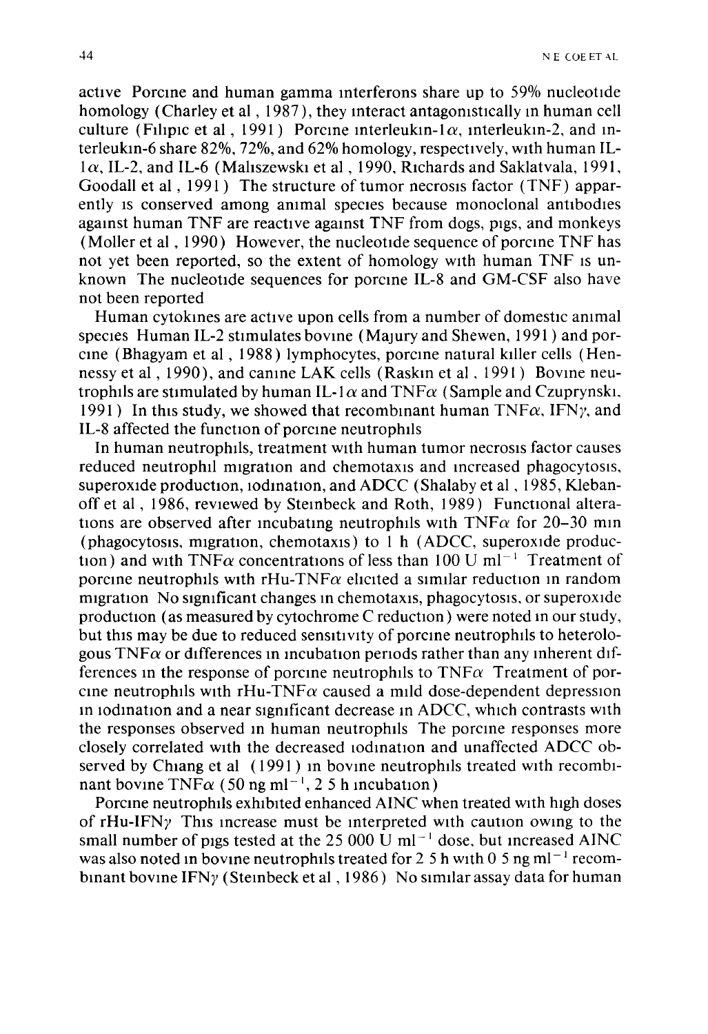active Porcine and human gamma interferons share up to 59% nucleotide homology (Charley et al, 1987), they interact antagonistically in human cell culture (Filipic et al, 1991) Porcine interleukin-1$\alpha$, interleukin-2, and interleukin-6 share 82%, 72%, and 62% homology, respectively, with human IL-1$\alpha$, IL-2, and IL-6 (Maliszewski et al, 1990, Richards and Saklatvala, 1991, Goodall et al, 1991) The structure of tumor necrosis factor (TNF) apparently is conserved among animal species because monoclonal antibodies against human TNF are reactive against TNF from dogs, pigs, and monkeys (Moller et al, 1990) However, the nucleotide sequence of porcine TNF has not yet been reported, so the extent of homology with human TNF is unknown The nucleotide sequences for porcine IL-8 and GM-CSF also have not been reported

Human cytokines are active upon cells from a number of domestic animal species Human IL-2 stimulates bovine (Majury and Shewen, 1991) and porcine (Bhagyam et al, 1988) lymphocytes, porcine natural killer cells (Hennessy et al, 1990), and canine LAK cells (Raskin et al, 1991) Bovine neutrophils are stimulated by human IL-1$\alpha$ and TNF$\alpha$ (Sample and Czuprynski, 1991) In this study, we showed that recombinant human TNF$\alpha$, IFN$\gamma$, and IL-8 affected the function of porcine neutrophils

In human neutrophils, treatment with human tumor necrosis factor causes reduced neutrophil migration and chemotaxis and increased phagocytosis, superoxide production, iodination, and ADCC (Shalaby et al, 1985, Klebanoff et al, 1986, reviewed by Steinbeck and Roth, 1989) Functional alterations are observed after incubating neutrophils with TNF$\alpha$ for 20–30 min (phagocytosis, migration, chemotaxis) to 1 h (ADCC, superoxide production) and with TNF$\alpha$ concentrations of less than 100 U ml$^{-1}$ Treatment of porcine neutrophils with rHu-TNF$\alpha$ elicited a similar reduction in random migration No significant changes in chemotaxis, phagocytosis, or superoxide production (as measured by cytochrome C reduction) were noted in our study, but this may be due to reduced sensitivity of porcine neutrophils to heterologous TNF$\alpha$ or differences in incubation periods rather than any inherent differences in the response of porcine neutrophils to TNF$\alpha$ Treatment of porcine neutrophils with rHu-TNF$\alpha$ caused a mild dose-dependent depression in iodination and a near significant decrease in ADCC, which contrasts with the responses observed in human neutrophils The porcine responses more closely correlated with the decreased iodination and unaffected ADCC observed by Chiang et al (1991) in bovine neutrophils treated with recombinant bovine TNF$\alpha$ (50 ng ml$^{-1}$, 2 5 h incubation)

Porcine neutrophils exhibited enhanced AINC when treated with high doses of rHu-IFN$\gamma$ This increase must be interpreted with caution owing to the small number of pigs tested at the 25 000 U ml$^{-1}$ dose, but increased AINC was also noted in bovine neutrophils treated for 2 5 h with 0 5 ng ml$^{-1}$ recombinant bovine IFN$\gamma$ (Steinbeck et al, 1986) No similar assay data for human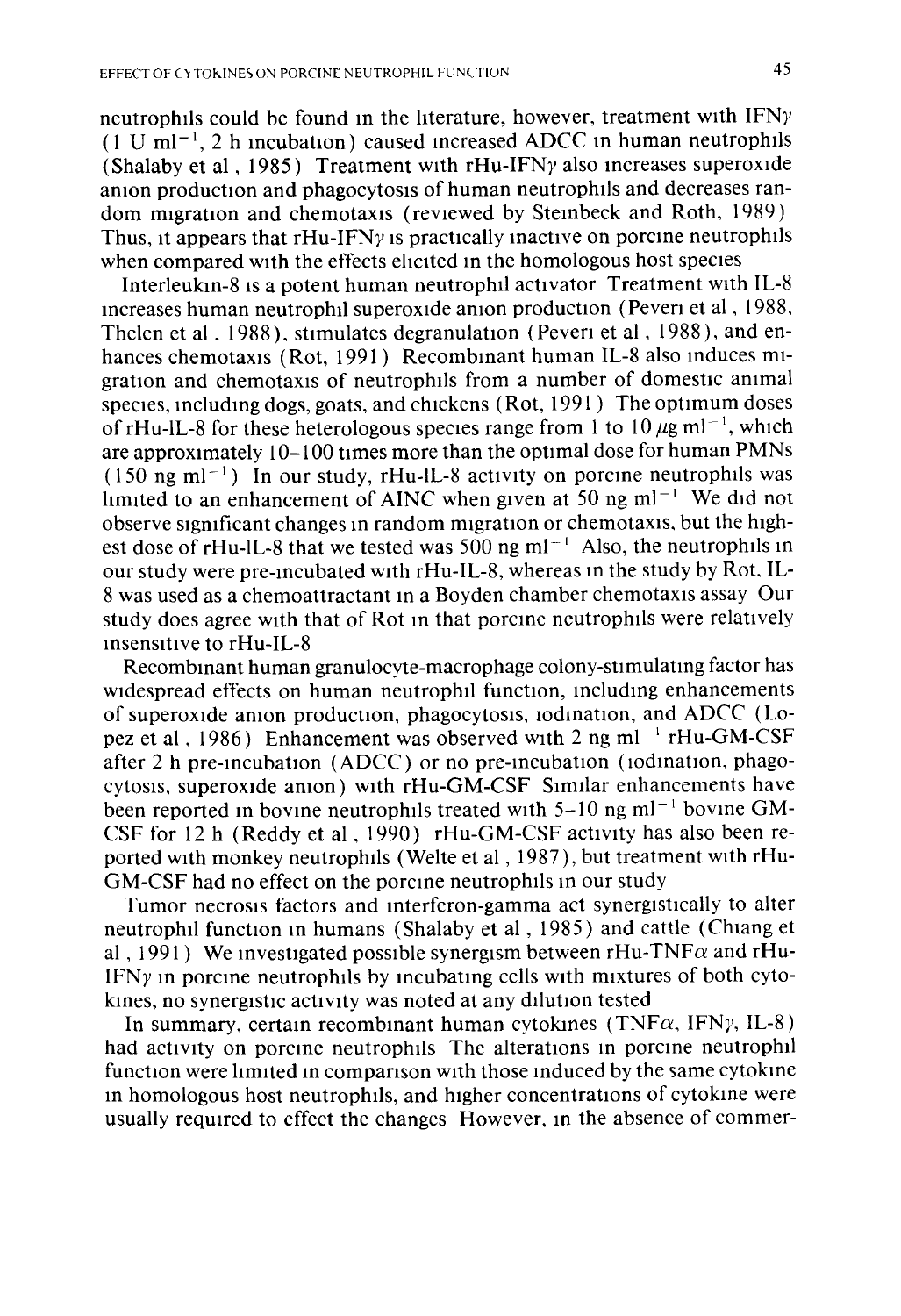neutrophils could be found in the literature, however, treatment with IFN$\gamma$ (1 U ml$^{-1}$, 2 h incubation) caused increased ADCC in human neutrophils (Shalaby et al., 1985). Treatment with rHu-IFN$\gamma$ also increases superoxide anion production and phagocytosis of human neutrophils and decreases random migration and chemotaxis (reviewed by Steinbeck and Roth, 1989). Thus, it appears that rHu-IFN$\gamma$ is practically inactive on porcine neutrophils when compared with the effects elicited in the homologous host species.

Interleukin-8 is a potent human neutrophil activator. Treatment with IL-8 increases human neutrophil superoxide anion production (Peveri et al., 1988, Thelen et al., 1988), stimulates degranulation (Peveri et al., 1988), and enhances chemotaxis (Rot, 1991). Recombinant human IL-8 also induces migration and chemotaxis of neutrophils from a number of domestic animal species, including dogs, goats, and chickens (Rot, 1991). The optimum doses of rHu-IL-8 for these heterologous species range from 1 to 10 $\mu$g ml$^{-1}$, which are approximately 10–100 times more than the optimal dose for human PMNs (150 ng ml$^{-1}$). In our study, rHu-IL-8 activity on porcine neutrophils was limited to an enhancement of AINC when given at 50 ng ml$^{-1}$. We did not observe significant changes in random migration or chemotaxis, but the highest dose of rHu-IL-8 that we tested was 500 ng ml$^{-1}$. Also, the neutrophils in our study were pre-incubated with rHu-IL-8, whereas in the study by Rot, IL-8 was used as a chemoattractant in a Boyden chamber chemotaxis assay. Our study does agree with that of Rot in that porcine neutrophils were relatively insensitive to rHu-IL-8.

Recombinant human granulocyte-macrophage colony-stimulating factor has widespread effects on human neutrophil function, including enhancements of superoxide anion production, phagocytosis, iodination, and ADCC (Lopez et al., 1986). Enhancement was observed with 2 ng ml$^{-1}$ rHu-GM-CSF after 2 h pre-incubation (ADCC) or no pre-incubation (iodination, phagocytosis, superoxide anion) with rHu-GM-CSF. Similar enhancements have been reported in bovine neutrophils treated with 5–10 ng ml$^{-1}$ bovine GM-CSF for 12 h (Reddy et al., 1990). rHu-GM-CSF activity has also been reported with monkey neutrophils (Welte et al., 1987), but treatment with rHu-GM-CSF had no effect on the porcine neutrophils in our study.

Tumor necrosis factors and interferon-gamma act synergistically to alter neutrophil function in humans (Shalaby et al., 1985) and cattle (Chiang et al., 1991). We investigated possible synergism between rHu-TNF$\alpha$ and rHu-IFN$\gamma$ in porcine neutrophils by incubating cells with mixtures of both cytokines, no synergistic activity was noted at any dilution tested.

In summary, certain recombinant human cytokines (TNF$\alpha$, IFN$\gamma$, IL-8) had activity on porcine neutrophils. The alterations in porcine neutrophil function were limited in comparison with those induced by the same cytokine in homologous host neutrophils, and higher concentrations of cytokine were usually required to effect the changes. However, in the absence of commer-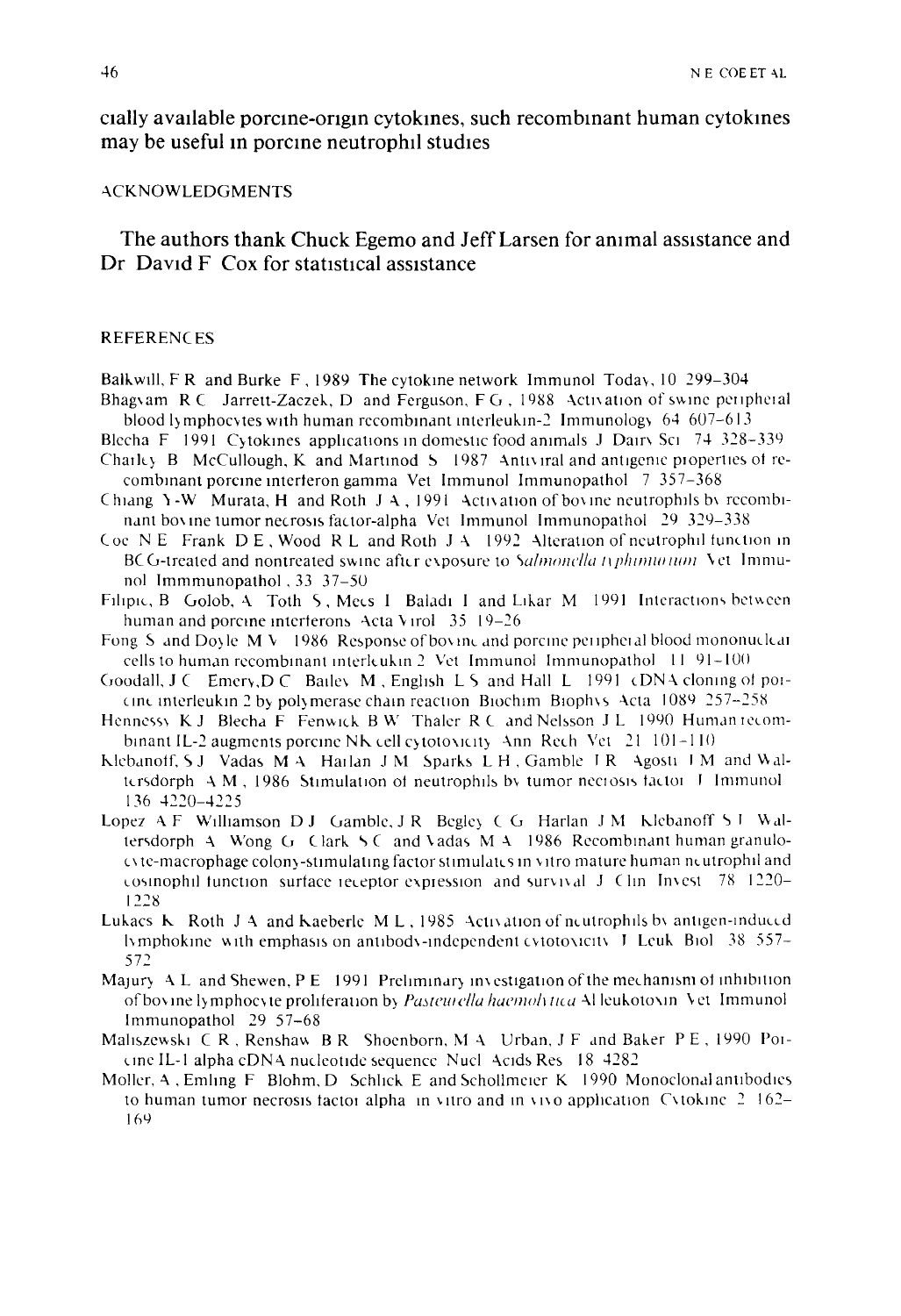cially available porcine-origin cytokines, such recombinant human cytokines may be useful in porcine neutrophil studies

ACKNOWLEDGMENTS

The authors thank Chuck Egemo and Jeff Larsen for animal assistance and Dr David F Cox for statistical assistance

REFERENCES

Balkwill, F R and Burke F , 1989 The cytokine network Immunol Today, 10 299–304

Bhagyam R C Jarrett-Zaczek, D and Ferguson, F G , 1988 Activation of swine peripheral blood lymphocytes with human recombinant interleukin-2 Immunology 64 607–613

Blecha F 1991 Cytokines applications in domestic food animals J Dairy Sci 74 328–339

Charley B McCullough, K and Martinod S 1987 Antiviral and antigenic properties of recombinant porcine interferon gamma Vet Immunol Immunopathol 7 357–368

Chiang Y-W Murata, H and Roth J A , 1991 Activation of bovine neutrophils by recombinant bovine tumor necrosis factor-alpha Vet Immunol Immunopathol 29 329–338

Coe N E Frank D E , Wood R L and Roth J A 1992 Alteration of neutrophil function in BCG-treated and nontreated swine after exposure to *Salmonella typhimurium* Vet Immunol Immmunopathol , 33 37–50

Filipic, B Golob, A Toth S , Mecs I Baladi I and Likar M 1991 Interactions between human and porcine interferons Acta Virol 35 19–26

Fong S and Doyle M V 1986 Response of bovine and porcine peripheral blood mononuclear cells to human recombinant interleukin 2 Vet Immunol Immunopathol 11 91–100

Goodall, J C Emery, D C Bailey M , English L S and Hall L 1991 cDNA cloning of porcine interleukin 2 by polymerase chain reaction Biochim Biophys Acta 1089 257–258

Hennessy K J Blecha F Fenwick B W Thaler R C and Nelsson J L 1990 Human recombinant IL-2 augments porcine NK cell cytotoxicity Ann Rech Vet 21 101–110

Klebanoff, S J Vadas M A Harlan J M Sparks L H , Gamble J R Agosti J M and Waltersdorph A M , 1986 Stimulation of neutrophils by tumor necrosis factor J Immunol 136 4220–4225

Lopez A F Williamson D J Gamble, J R Begley C G Harlan J M Klebanoff S J Waltersdorph A Wong G Clark S C and Vadas M A 1986 Recombinant human granulocyte-macrophage colony-stimulating factor stimulates in vitro mature human neutrophil and eosinophil function surface receptor expression and survival J Clin Invest 78 1220–1228

Lukacs K Roth J A and Kaeberle M L , 1985 Activation of neutrophils by antigen-induced lymphokine with emphasis on antibody-independent cytotoxicity J Leuk Biol 38 557–572

Majury A L and Shewen, P E 1991 Preliminary investigation of the mechanism of inhibition of bovine lymphocyte proliferation by *Pasteurella haemolytica* A1 leukotoxin Vet Immunol Immunopathol 29 57–68

Maliszewski C R , Renshaw B R Shoenborn, M A Urban, J F and Baker P E , 1990 Porcine IL-1 alpha cDNA nucleotide sequence Nucl Acids Res 18 4282

Moller, A , Emling F Blohm, D Schlick E and Schollmeier K 1990 Monoclonal antibodies to human tumor necrosis factor alpha in vitro and in vivo application Cytokine 2 162–169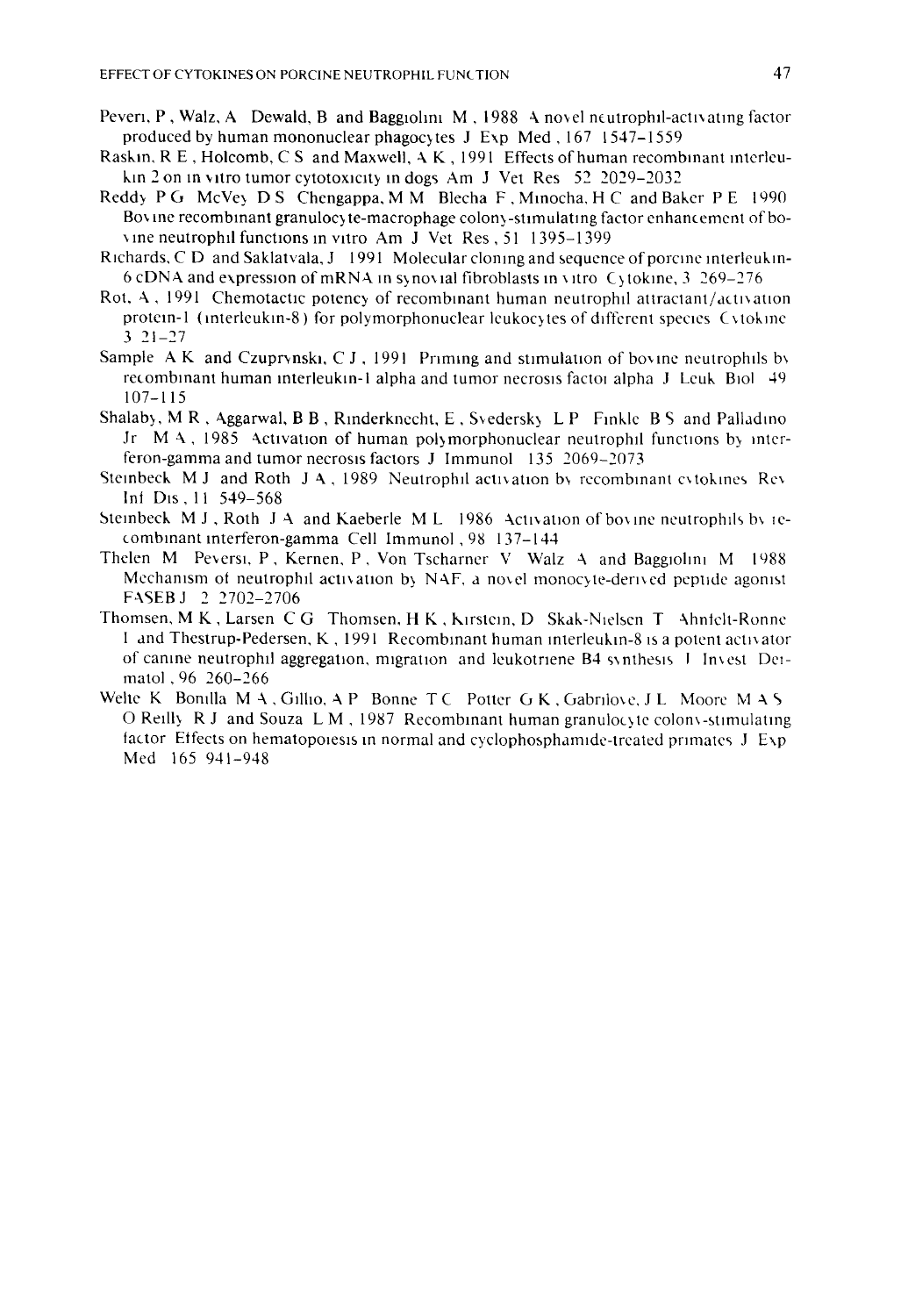Peveri, P, Walz, A Dewald, B and Baggiolini M, 1988 A novel neutrophil-activating factor produced by human mononuclear phagocytes J Exp Med, 167 1547–1559

Raskin, R E, Holcomb, C S and Maxwell, A K, 1991 Effects of human recombinant interleukin 2 on in vitro tumor cytotoxicity in dogs Am J Vet Res 52 2029–2032

Reddy P G McVey D S Chengappa, M M Blecha F, Minocha, H C and Baker P E 1990 Bovine recombinant granulocyte-macrophage colony-stimulating factor enhancement of bovine neutrophil functions in vitro Am J Vet Res, 51 1395–1399

Richards, C D and Saklatvala, J 1991 Molecular cloning and sequence of porcine interleukin-6 cDNA and expression of mRNA in synovial fibroblasts in vitro Cytokine, 3 269–276

Rot, A, 1991 Chemotactic potency of recombinant human neutrophil attractant/activation protein-1 (interleukin-8) for polymorphonuclear leukocytes of different species Cytokine 3 21–27

Sample A K and Czuprynski, C J, 1991 Priming and stimulation of bovine neutrophils by recombinant human interleukin-1 alpha and tumor necrosis factor alpha J Leuk Biol 49 107–115

Shalaby, M R, Aggarwal, B B, Rinderknecht, E, Svedersky L P Finkle B S and Palladino Jr M A, 1985 Activation of human polymorphonuclear neutrophil functions by interferon-gamma and tumor necrosis factors J Immunol 135 2069–2073

Steinbeck M J and Roth J A, 1989 Neutrophil activation by recombinant cytokines Rev Inf Dis, 11 549–568

Steinbeck M J, Roth J A and Kaeberle M L 1986 Activation of bovine neutrophils by recombinant interferon-gamma Cell Immunol, 98 137–144

Thelen M Peveri, P, Kernen, P, Von Tscharner V Walz A and Baggiolini M 1988 Mechanism of neutrophil activation by NAF, a novel monocyte-derived peptide agonist FASEB J 2 2702–2706

Thomsen, M K, Larsen C G Thomsen, H K, Kirstein, D Skak-Nielsen T Ahnfelt-Ronne I and Thestrup-Pedersen, K, 1991 Recombinant human interleukin-8 is a potent activator of canine neutrophil aggregation, migration and leukotriene B4 synthesis J Invest Dermatol, 96 260–266

Welte K Bonilla M A, Gillio, A P Bonne T C Potter G K, Gabrilove, J L Moore M A S O Reilly R J and Souza L M, 1987 Recombinant human granulocyte colony-stimulating factor Effects on hematopoiesis in normal and cyclophosphamide-treated primates J Exp Med 165 941–948